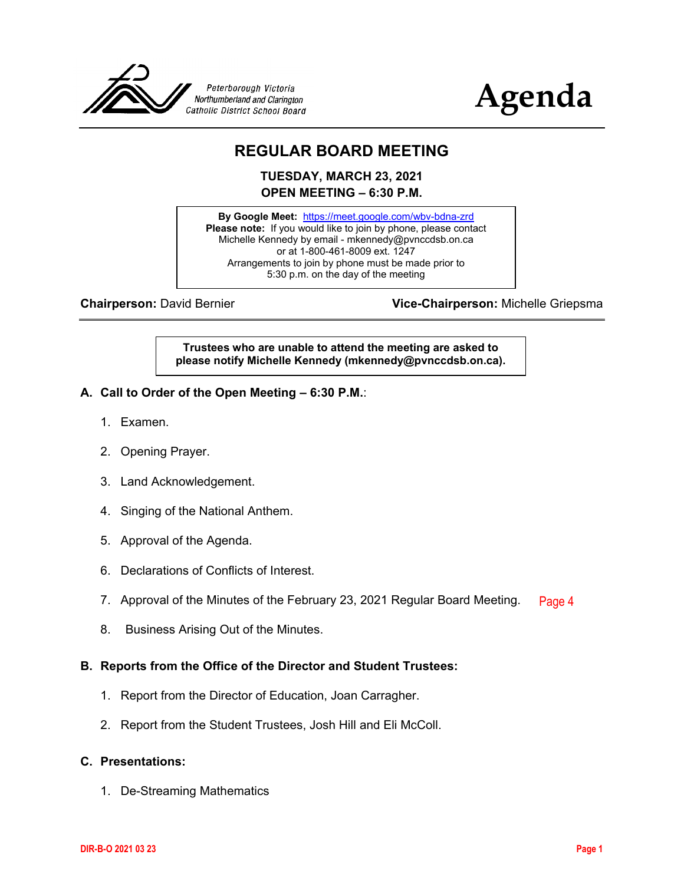Peterborough Victoria Northumberland and Clarington Catholic District School Board

# Agenda

## REGULAR BOARD MEETING

**TUESDAY, MARCH 23, 2021**
**OPEN MEETING – 6:30 P.M.**

**By Google Meet:** https://meet.google.com/wbv-bdna-zrd
**Please note:** If you would like to join by phone, please contact Michelle Kennedy by email - mkennedy@pvnccdsb.on.ca or at 1-800-461-8009 ext. 1247
Arrangements to join by phone must be made prior to 5:30 p.m. on the day of the meeting

**Chairperson:** David Bernier **Vice-Chairperson:** Michelle Griepsma

**Trustees who are unable to attend the meeting are asked to please notify Michelle Kennedy (mkennedy@pvnccdsb.on.ca).**

### A. Call to Order of the Open Meeting – 6:30 P.M.:

1. Examen.
2. Opening Prayer.
3. Land Acknowledgement.
4. Singing of the National Anthem.
5. Approval of the Agenda.
6. Declarations of Conflicts of Interest.
7. Approval of the Minutes of the February 23, 2021 Regular Board Meeting. Page 4
8. Business Arising Out of the Minutes.

### B. Reports from the Office of the Director and Student Trustees:

1. Report from the Director of Education, Joan Carragher.
2. Report from the Student Trustees, Josh Hill and Eli McColl.

### C. Presentations:

1. De-Streaming Mathematics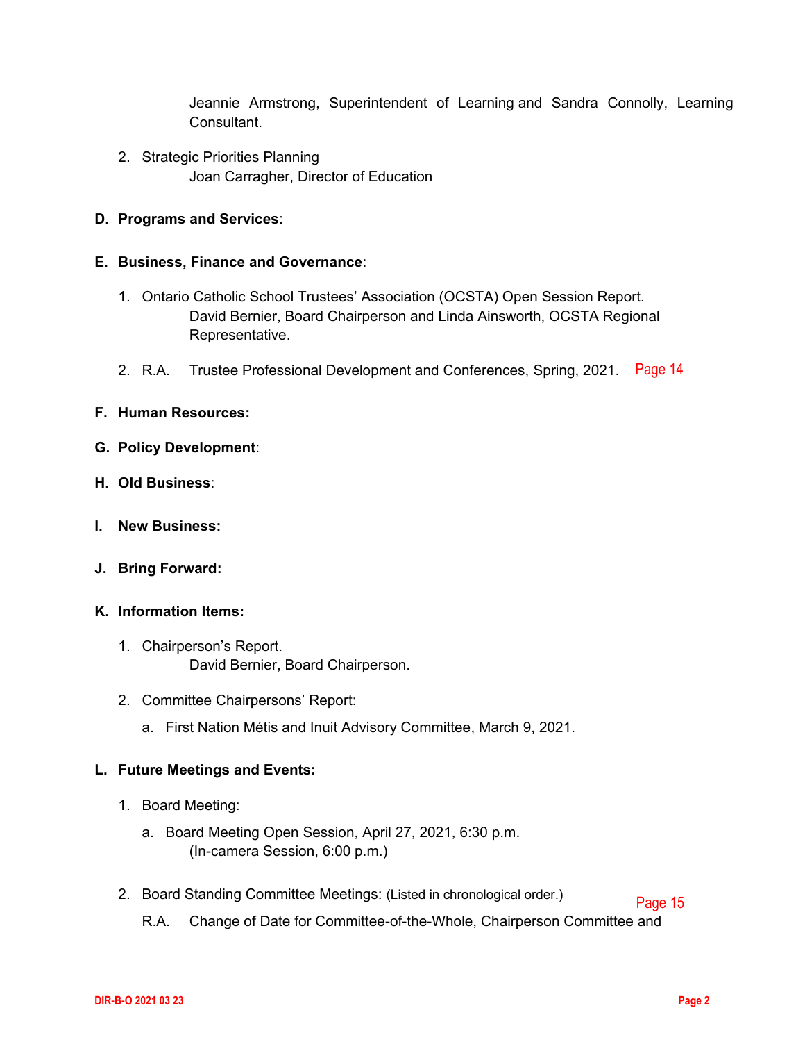Jeannie Armstrong, Superintendent of Learning and Sandra Connolly, Learning Consultant.

2. Strategic Priorities Planning
   Joan Carragher, Director of Education

**D. Programs and Services**:

**E. Business, Finance and Governance**:

1. Ontario Catholic School Trustees' Association (OCSTA) Open Session Report.
   David Bernier, Board Chairperson and Linda Ainsworth, OCSTA Regional Representative.

2. R.A. Trustee Professional Development and Conferences, Spring, 2021. Page 14

**F. Human Resources:**

**G. Policy Development**:

**H. Old Business**:

**I. New Business:**

**J. Bring Forward:**

**K. Information Items:**

1. Chairperson's Report.
   David Bernier, Board Chairperson.

2. Committee Chairpersons' Report:
   a. First Nation Métis and Inuit Advisory Committee, March 9, 2021.

**L. Future Meetings and Events:**

1. Board Meeting:
   a. Board Meeting Open Session, April 27, 2021, 6:30 p.m.
      (In-camera Session, 6:00 p.m.)

2. Board Standing Committee Meetings: (Listed in chronological order.) Page 15

   R.A. Change of Date for Committee-of-the-Whole, Chairperson Committee and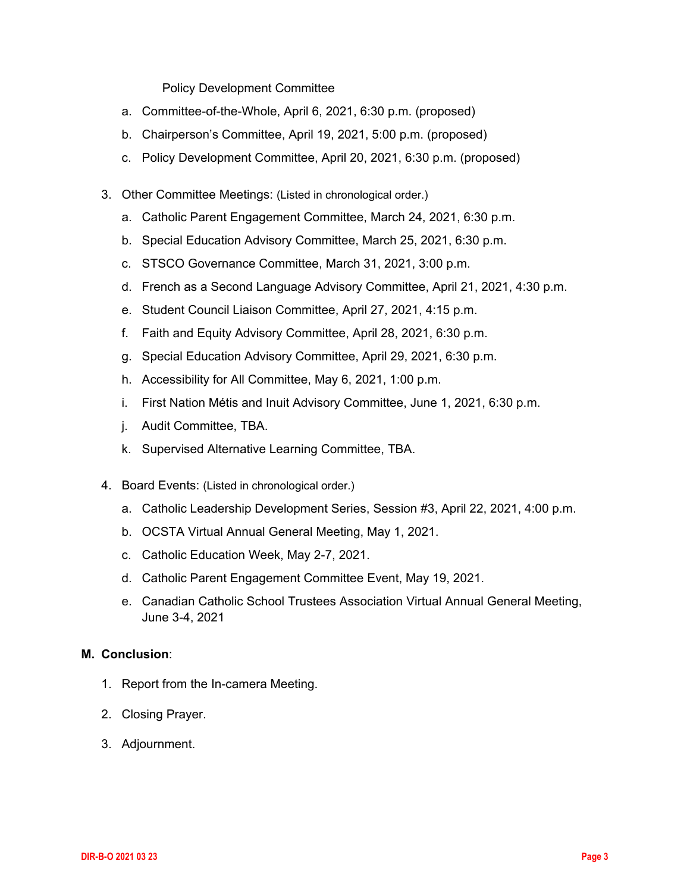Policy Development Committee

a. Committee-of-the-Whole, April 6, 2021, 6:30 p.m. (proposed)
b. Chairperson's Committee, April 19, 2021, 5:00 p.m. (proposed)
c. Policy Development Committee, April 20, 2021, 6:30 p.m. (proposed)

3. Other Committee Meetings: (Listed in chronological order.)

   a. Catholic Parent Engagement Committee, March 24, 2021, 6:30 p.m.
   b. Special Education Advisory Committee, March 25, 2021, 6:30 p.m.
   c. STSCO Governance Committee, March 31, 2021, 3:00 p.m.
   d. French as a Second Language Advisory Committee, April 21, 2021, 4:30 p.m.
   e. Student Council Liaison Committee, April 27, 2021, 4:15 p.m.
   f. Faith and Equity Advisory Committee, April 28, 2021, 6:30 p.m.
   g. Special Education Advisory Committee, April 29, 2021, 6:30 p.m.
   h. Accessibility for All Committee, May 6, 2021, 1:00 p.m.
   i. First Nation Métis and Inuit Advisory Committee, June 1, 2021, 6:30 p.m.
   j. Audit Committee, TBA.
   k. Supervised Alternative Learning Committee, TBA.

4. Board Events: (Listed in chronological order.)

   a. Catholic Leadership Development Series, Session #3, April 22, 2021, 4:00 p.m.
   b. OCSTA Virtual Annual General Meeting, May 1, 2021.
   c. Catholic Education Week, May 2-7, 2021.
   d. Catholic Parent Engagement Committee Event, May 19, 2021.
   e. Canadian Catholic School Trustees Association Virtual Annual General Meeting, June 3-4, 2021

**M. Conclusion**:

1. Report from the In-camera Meeting.
2. Closing Prayer.
3. Adjournment.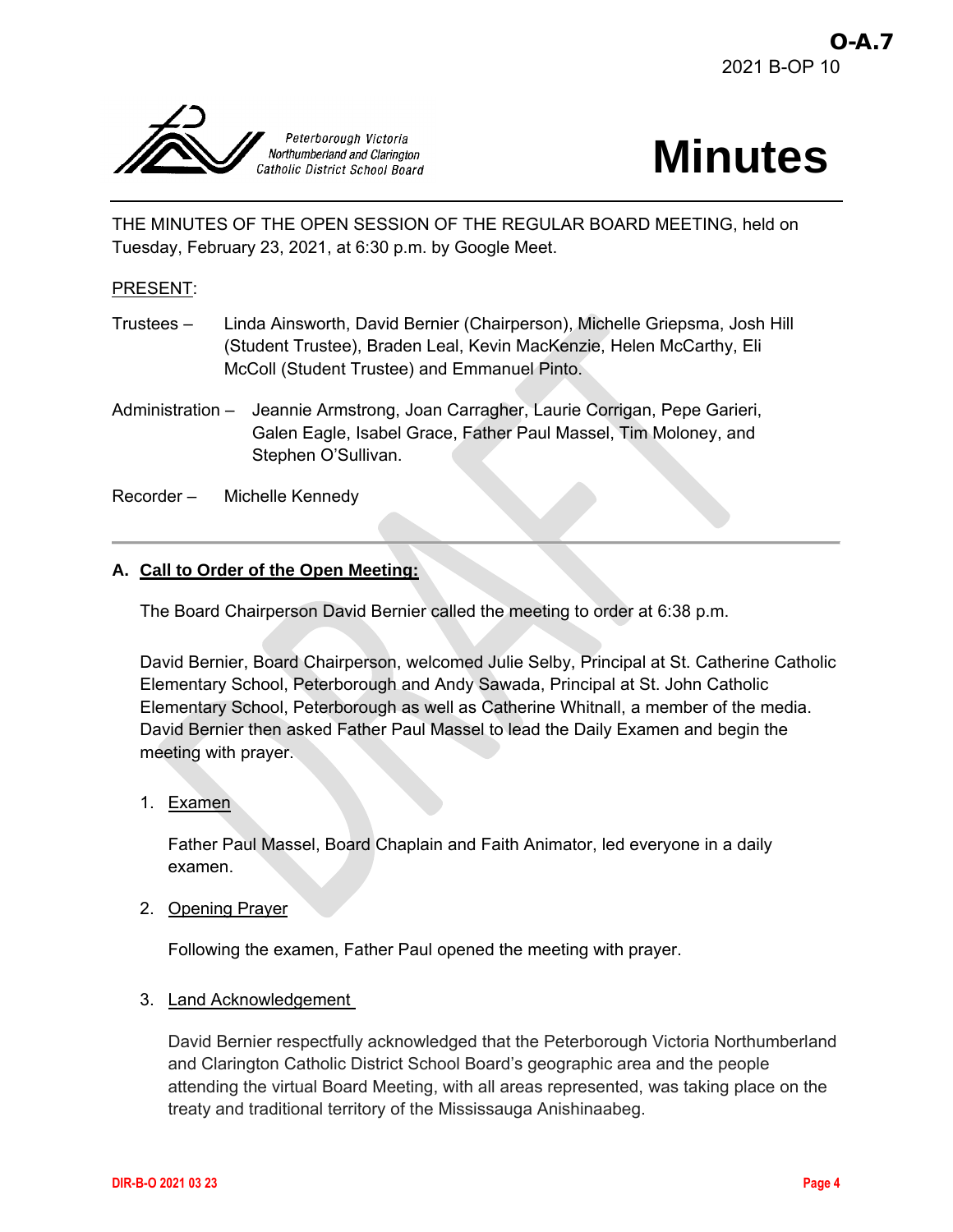O-A.7
2021 B-OP 10

Peterborough Victoria Northumberland and Clarington Catholic District School Board

# Minutes

THE MINUTES OF THE OPEN SESSION OF THE REGULAR BOARD MEETING, held on Tuesday, February 23, 2021, at 6:30 p.m. by Google Meet.

PRESENT:

Trustees – Linda Ainsworth, David Bernier (Chairperson), Michelle Griepsma, Josh Hill (Student Trustee), Braden Leal, Kevin MacKenzie, Helen McCarthy, Eli McColl (Student Trustee) and Emmanuel Pinto.

Administration – Jeannie Armstrong, Joan Carragher, Laurie Corrigan, Pepe Garieri, Galen Eagle, Isabel Grace, Father Paul Massel, Tim Moloney, and Stephen O'Sullivan.

Recorder – Michelle Kennedy

---

## A. Call to Order of the Open Meeting:

The Board Chairperson David Bernier called the meeting to order at 6:38 p.m.

David Bernier, Board Chairperson, welcomed Julie Selby, Principal at St. Catherine Catholic Elementary School, Peterborough and Andy Sawada, Principal at St. John Catholic Elementary School, Peterborough as well as Catherine Whitnall, a member of the media. David Bernier then asked Father Paul Massel to lead the Daily Examen and begin the meeting with prayer.

1. Examen

   Father Paul Massel, Board Chaplain and Faith Animator, led everyone in a daily examen.

2. Opening Prayer

   Following the examen, Father Paul opened the meeting with prayer.

3. Land Acknowledgement

   David Bernier respectfully acknowledged that the Peterborough Victoria Northumberland and Clarington Catholic District School Board's geographic area and the people attending the virtual Board Meeting, with all areas represented, was taking place on the treaty and traditional territory of the Mississauga Anishinaabeg.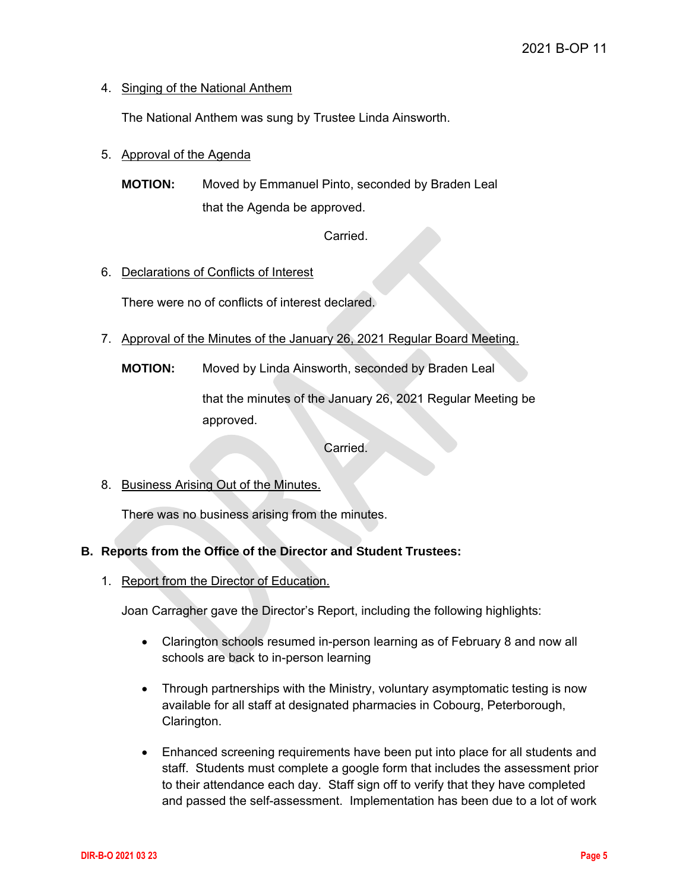4. Singing of the National Anthem

   The National Anthem was sung by Trustee Linda Ainsworth.

5. Approval of the Agenda

   **MOTION:** Moved by Emmanuel Pinto, seconded by Braden Leal that the Agenda be approved.

   Carried.

6. Declarations of Conflicts of Interest

   There were no of conflicts of interest declared.

7. Approval of the Minutes of the January 26, 2021 Regular Board Meeting.

   **MOTION:** Moved by Linda Ainsworth, seconded by Braden Leal

   that the minutes of the January 26, 2021 Regular Meeting be approved.

   Carried.

8. Business Arising Out of the Minutes.

   There was no business arising from the minutes.

**B. Reports from the Office of the Director and Student Trustees:**

1. Report from the Director of Education.

   Joan Carragher gave the Director's Report, including the following highlights:

   - Clarington schools resumed in-person learning as of February 8 and now all schools are back to in-person learning

   - Through partnerships with the Ministry, voluntary asymptomatic testing is now available for all staff at designated pharmacies in Cobourg, Peterborough, Clarington.

   - Enhanced screening requirements have been put into place for all students and staff. Students must complete a google form that includes the assessment prior to their attendance each day. Staff sign off to verify that they have completed and passed the self-assessment. Implementation has been due to a lot of work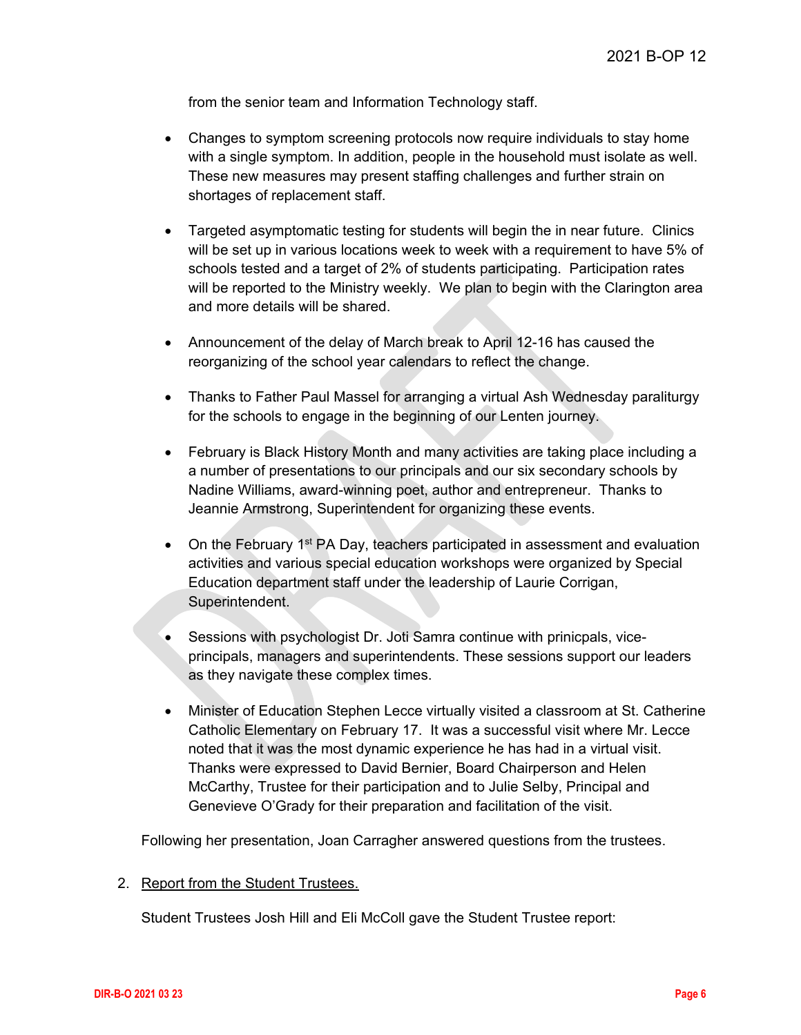from the senior team and Information Technology staff.

- Changes to symptom screening protocols now require individuals to stay home with a single symptom. In addition, people in the household must isolate as well. These new measures may present staffing challenges and further strain on shortages of replacement staff.

- Targeted asymptomatic testing for students will begin the in near future. Clinics will be set up in various locations week to week with a requirement to have 5% of schools tested and a target of 2% of students participating. Participation rates will be reported to the Ministry weekly. We plan to begin with the Clarington area and more details will be shared.

- Announcement of the delay of March break to April 12-16 has caused the reorganizing of the school year calendars to reflect the change.

- Thanks to Father Paul Massel for arranging a virtual Ash Wednesday paraliturgy for the schools to engage in the beginning of our Lenten journey.

- February is Black History Month and many activities are taking place including a a number of presentations to our principals and our six secondary schools by Nadine Williams, award-winning poet, author and entrepreneur. Thanks to Jeannie Armstrong, Superintendent for organizing these events.

- On the February 1st PA Day, teachers participated in assessment and evaluation activities and various special education workshops were organized by Special Education department staff under the leadership of Laurie Corrigan, Superintendent.

- Sessions with psychologist Dr. Joti Samra continue with prinicpals, vice-principals, managers and superintendents. These sessions support our leaders as they navigate these complex times.

- Minister of Education Stephen Lecce virtually visited a classroom at St. Catherine Catholic Elementary on February 17. It was a successful visit where Mr. Lecce noted that it was the most dynamic experience he has had in a virtual visit. Thanks were expressed to David Bernier, Board Chairperson and Helen McCarthy, Trustee for their participation and to Julie Selby, Principal and Genevieve O'Grady for their preparation and facilitation of the visit.

Following her presentation, Joan Carragher answered questions from the trustees.

2. Report from the Student Trustees.

Student Trustees Josh Hill and Eli McColl gave the Student Trustee report: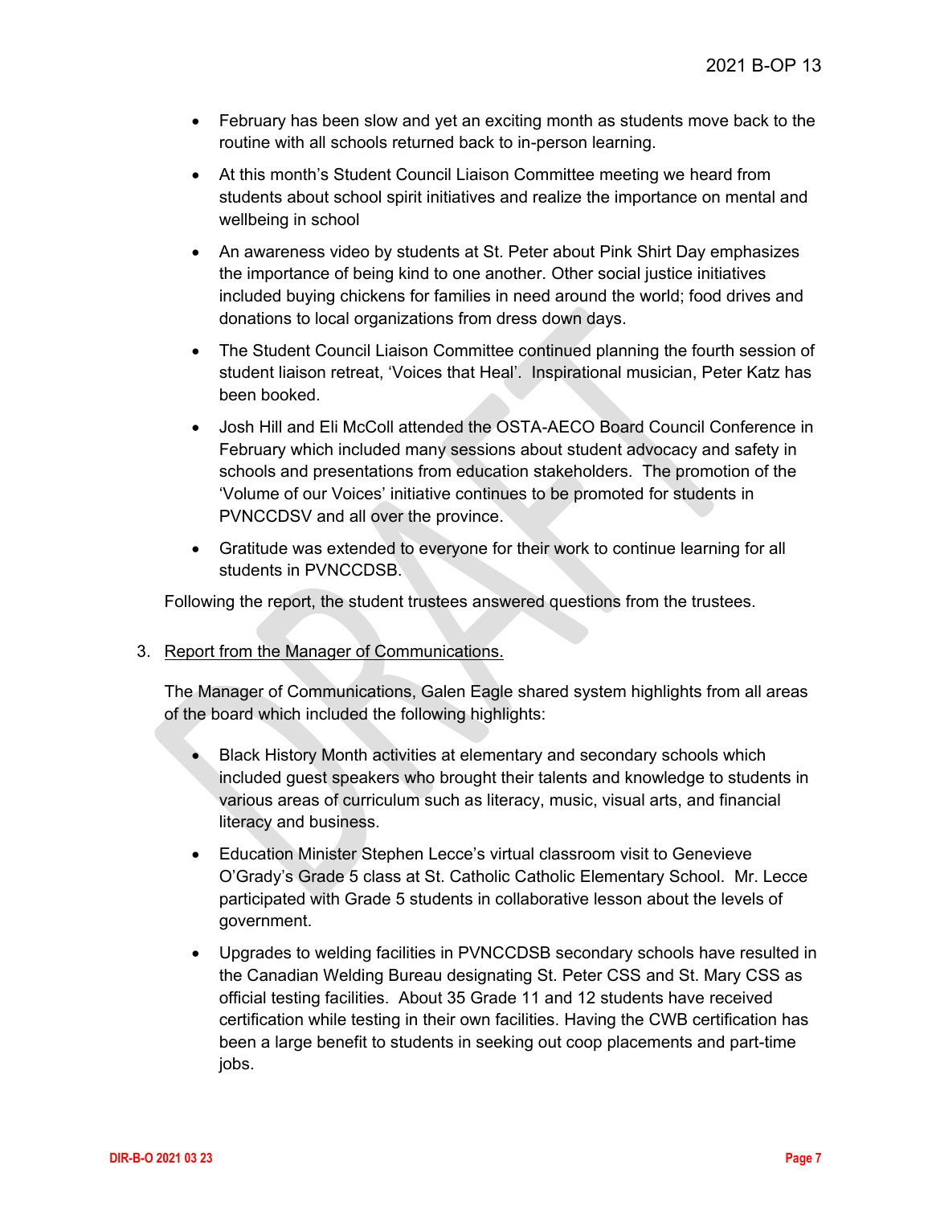- February has been slow and yet an exciting month as students move back to the routine with all schools returned back to in-person learning.
- At this month's Student Council Liaison Committee meeting we heard from students about school spirit initiatives and realize the importance on mental and wellbeing in school
- An awareness video by students at St. Peter about Pink Shirt Day emphasizes the importance of being kind to one another. Other social justice initiatives included buying chickens for families in need around the world; food drives and donations to local organizations from dress down days.
- The Student Council Liaison Committee continued planning the fourth session of student liaison retreat, 'Voices that Heal'. Inspirational musician, Peter Katz has been booked.
- Josh Hill and Eli McColl attended the OSTA-AECO Board Council Conference in February which included many sessions about student advocacy and safety in schools and presentations from education stakeholders. The promotion of the 'Volume of our Voices' initiative continues to be promoted for students in PVNCCDSV and all over the province.
- Gratitude was extended to everyone for their work to continue learning for all students in PVNCCDSB.

Following the report, the student trustees answered questions from the trustees.

3. Report from the Manager of Communications.

The Manager of Communications, Galen Eagle shared system highlights from all areas of the board which included the following highlights:

- Black History Month activities at elementary and secondary schools which included guest speakers who brought their talents and knowledge to students in various areas of curriculum such as literacy, music, visual arts, and financial literacy and business.
- Education Minister Stephen Lecce's virtual classroom visit to Genevieve O'Grady's Grade 5 class at St. Catholic Catholic Elementary School. Mr. Lecce participated with Grade 5 students in collaborative lesson about the levels of government.
- Upgrades to welding facilities in PVNCCDSB secondary schools have resulted in the Canadian Welding Bureau designating St. Peter CSS and St. Mary CSS as official testing facilities. About 35 Grade 11 and 12 students have received certification while testing in their own facilities. Having the CWB certification has been a large benefit to students in seeking out coop placements and part-time jobs.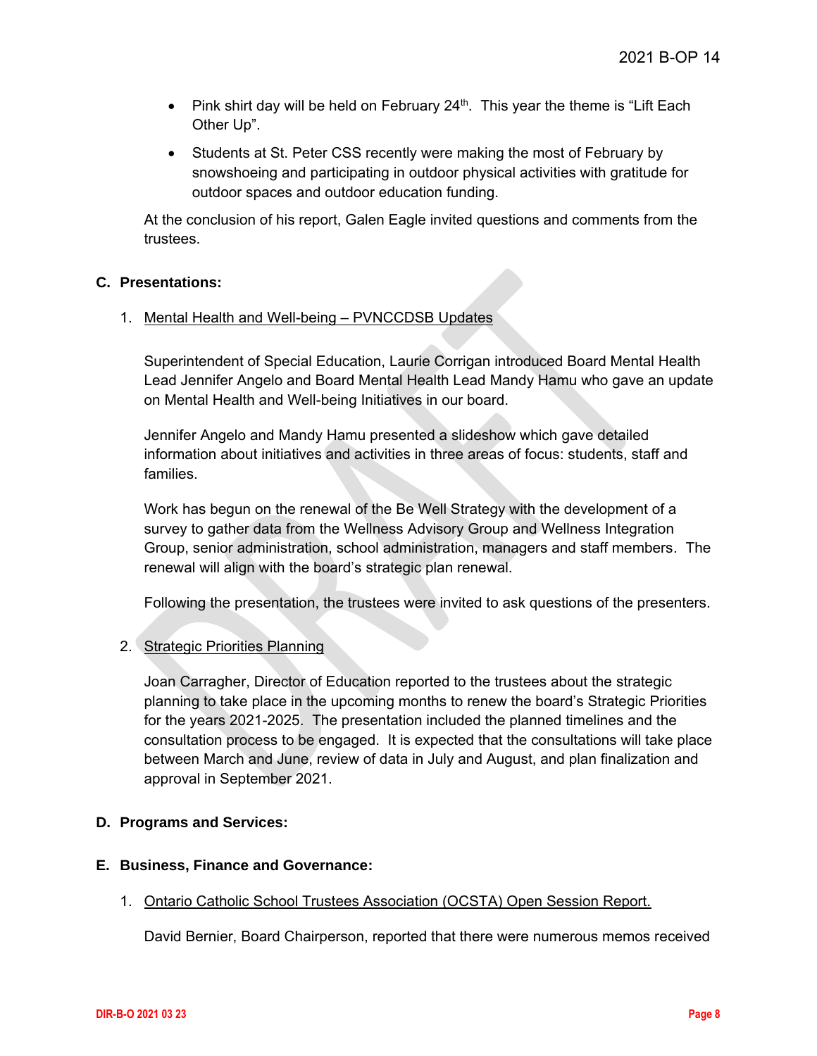- Pink shirt day will be held on February 24th. This year the theme is "Lift Each Other Up".
- Students at St. Peter CSS recently were making the most of February by snowshoeing and participating in outdoor physical activities with gratitude for outdoor spaces and outdoor education funding.

At the conclusion of his report, Galen Eagle invited questions and comments from the trustees.

**C. Presentations:**

1. Mental Health and Well-being – PVNCCDSB Updates

   Superintendent of Special Education, Laurie Corrigan introduced Board Mental Health Lead Jennifer Angelo and Board Mental Health Lead Mandy Hamu who gave an update on Mental Health and Well-being Initiatives in our board.

   Jennifer Angelo and Mandy Hamu presented a slideshow which gave detailed information about initiatives and activities in three areas of focus: students, staff and families.

   Work has begun on the renewal of the Be Well Strategy with the development of a survey to gather data from the Wellness Advisory Group and Wellness Integration Group, senior administration, school administration, managers and staff members. The renewal will align with the board's strategic plan renewal.

   Following the presentation, the trustees were invited to ask questions of the presenters.

2. Strategic Priorities Planning

   Joan Carragher, Director of Education reported to the trustees about the strategic planning to take place in the upcoming months to renew the board's Strategic Priorities for the years 2021-2025. The presentation included the planned timelines and the consultation process to be engaged. It is expected that the consultations will take place between March and June, review of data in July and August, and plan finalization and approval in September 2021.

**D. Programs and Services:**

**E. Business, Finance and Governance:**

1. Ontario Catholic School Trustees Association (OCSTA) Open Session Report.

   David Bernier, Board Chairperson, reported that there were numerous memos received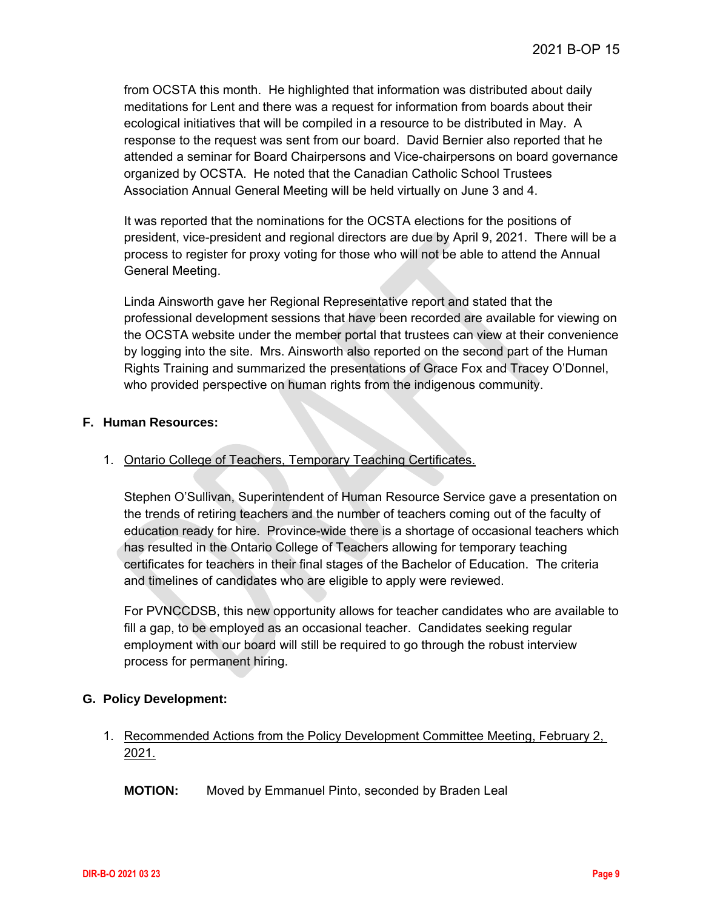from OCSTA this month. He highlighted that information was distributed about daily meditations for Lent and there was a request for information from boards about their ecological initiatives that will be compiled in a resource to be distributed in May. A response to the request was sent from our board. David Bernier also reported that he attended a seminar for Board Chairpersons and Vice-chairpersons on board governance organized by OCSTA. He noted that the Canadian Catholic School Trustees Association Annual General Meeting will be held virtually on June 3 and 4.

It was reported that the nominations for the OCSTA elections for the positions of president, vice-president and regional directors are due by April 9, 2021. There will be a process to register for proxy voting for those who will not be able to attend the Annual General Meeting.

Linda Ainsworth gave her Regional Representative report and stated that the professional development sessions that have been recorded are available for viewing on the OCSTA website under the member portal that trustees can view at their convenience by logging into the site. Mrs. Ainsworth also reported on the second part of the Human Rights Training and summarized the presentations of Grace Fox and Tracey O'Donnel, who provided perspective on human rights from the indigenous community.

**F. Human Resources:**

1. Ontario College of Teachers, Temporary Teaching Certificates.

   Stephen O'Sullivan, Superintendent of Human Resource Service gave a presentation on the trends of retiring teachers and the number of teachers coming out of the faculty of education ready for hire. Province-wide there is a shortage of occasional teachers which has resulted in the Ontario College of Teachers allowing for temporary teaching certificates for teachers in their final stages of the Bachelor of Education. The criteria and timelines of candidates who are eligible to apply were reviewed.

   For PVNCCDSB, this new opportunity allows for teacher candidates who are available to fill a gap, to be employed as an occasional teacher. Candidates seeking regular employment with our board will still be required to go through the robust interview process for permanent hiring.

**G. Policy Development:**

1. Recommended Actions from the Policy Development Committee Meeting, February 2, 2021.

   **MOTION:** Moved by Emmanuel Pinto, seconded by Braden Leal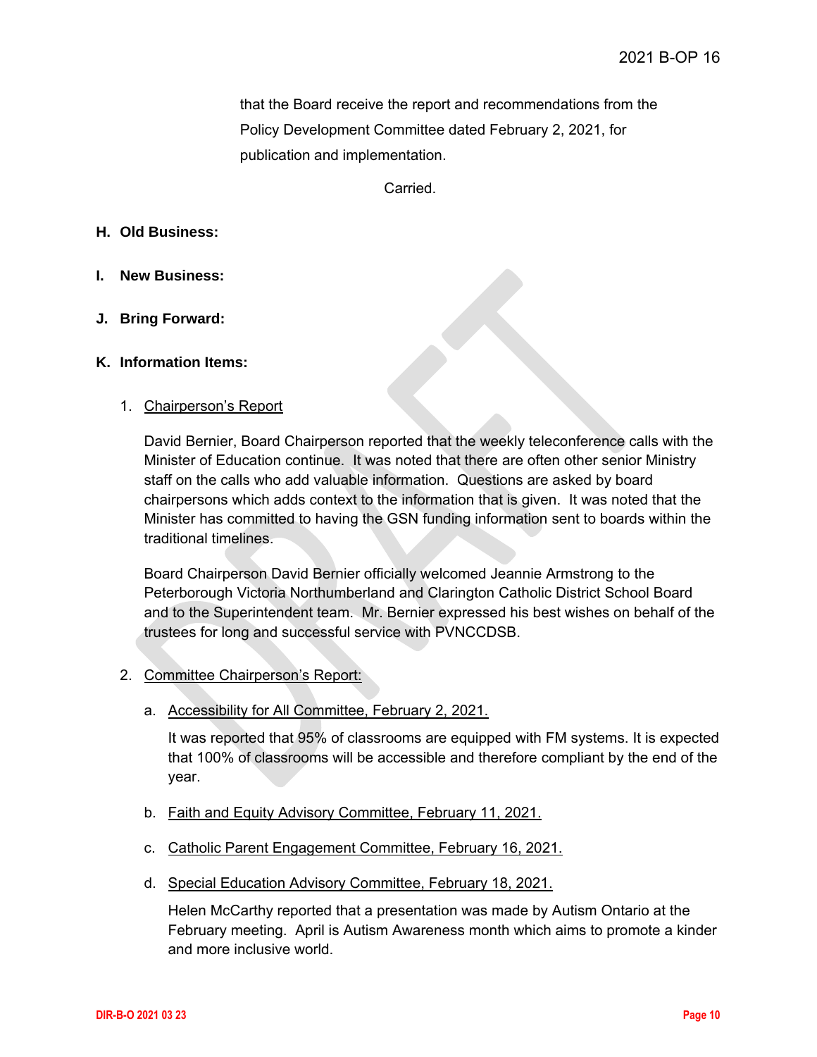that the Board receive the report and recommendations from the Policy Development Committee dated February 2, 2021, for publication and implementation.

Carried.

## H. Old Business:

## I. New Business:

## J. Bring Forward:

## K. Information Items:

1. Chairperson's Report

   David Bernier, Board Chairperson reported that the weekly teleconference calls with the Minister of Education continue. It was noted that there are often other senior Ministry staff on the calls who add valuable information. Questions are asked by board chairpersons which adds context to the information that is given. It was noted that the Minister has committed to having the GSN funding information sent to boards within the traditional timelines.

   Board Chairperson David Bernier officially welcomed Jeannie Armstrong to the Peterborough Victoria Northumberland and Clarington Catholic District School Board and to the Superintendent team. Mr. Bernier expressed his best wishes on behalf of the trustees for long and successful service with PVNCCDSB.

2. Committee Chairperson's Report:

   a. Accessibility for All Committee, February 2, 2021.

      It was reported that 95% of classrooms are equipped with FM systems. It is expected that 100% of classrooms will be accessible and therefore compliant by the end of the year.

   b. Faith and Equity Advisory Committee, February 11, 2021.

   c. Catholic Parent Engagement Committee, February 16, 2021.

   d. Special Education Advisory Committee, February 18, 2021.

      Helen McCarthy reported that a presentation was made by Autism Ontario at the February meeting. April is Autism Awareness month which aims to promote a kinder and more inclusive world.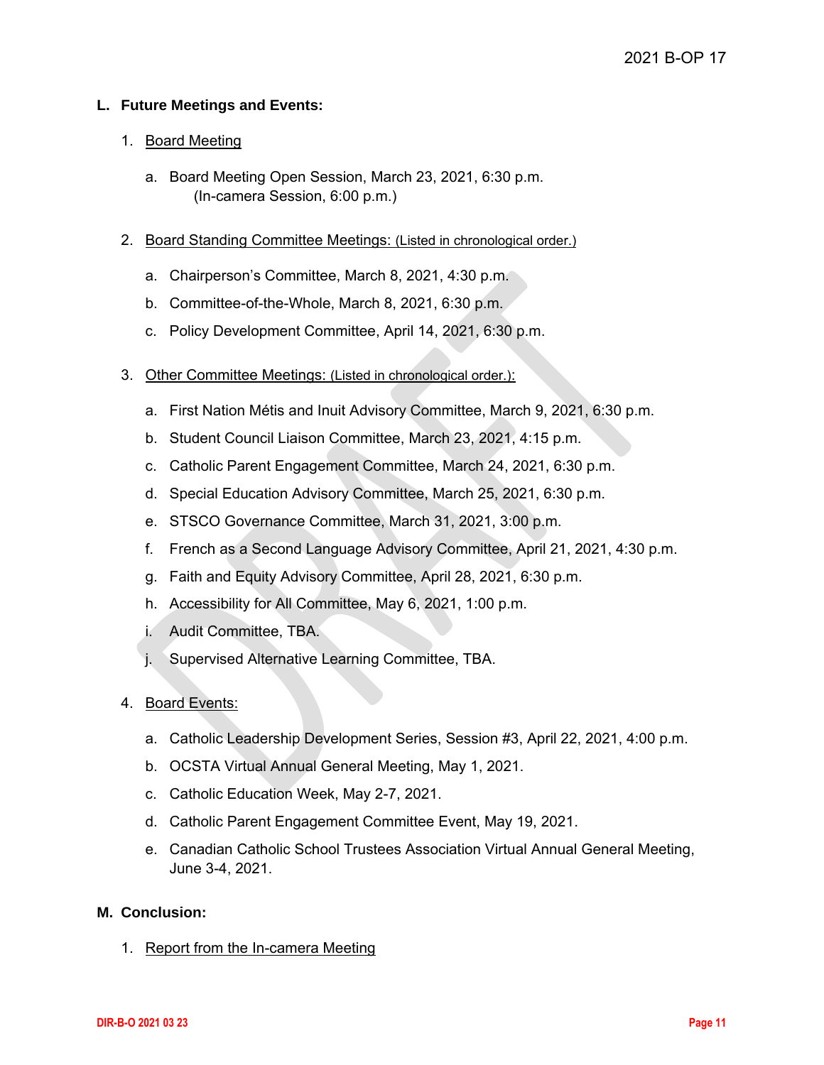## L. Future Meetings and Events:

1. Board Meeting

   a. Board Meeting Open Session, March 23, 2021, 6:30 p.m.
      (In-camera Session, 6:00 p.m.)

2. Board Standing Committee Meetings: (Listed in chronological order.)

   a. Chairperson's Committee, March 8, 2021, 4:30 p.m.

   b. Committee-of-the-Whole, March 8, 2021, 6:30 p.m.

   c. Policy Development Committee, April 14, 2021, 6:30 p.m.

3. Other Committee Meetings: (Listed in chronological order.):

   a. First Nation Métis and Inuit Advisory Committee, March 9, 2021, 6:30 p.m.

   b. Student Council Liaison Committee, March 23, 2021, 4:15 p.m.

   c. Catholic Parent Engagement Committee, March 24, 2021, 6:30 p.m.

   d. Special Education Advisory Committee, March 25, 2021, 6:30 p.m.

   e. STSCO Governance Committee, March 31, 2021, 3:00 p.m.

   f. French as a Second Language Advisory Committee, April 21, 2021, 4:30 p.m.

   g. Faith and Equity Advisory Committee, April 28, 2021, 6:30 p.m.

   h. Accessibility for All Committee, May 6, 2021, 1:00 p.m.

   i. Audit Committee, TBA.

   j. Supervised Alternative Learning Committee, TBA.

4. Board Events:

   a. Catholic Leadership Development Series, Session #3, April 22, 2021, 4:00 p.m.

   b. OCSTA Virtual Annual General Meeting, May 1, 2021.

   c. Catholic Education Week, May 2-7, 2021.

   d. Catholic Parent Engagement Committee Event, May 19, 2021.

   e. Canadian Catholic School Trustees Association Virtual Annual General Meeting, June 3-4, 2021.

## M. Conclusion:

1. Report from the In-camera Meeting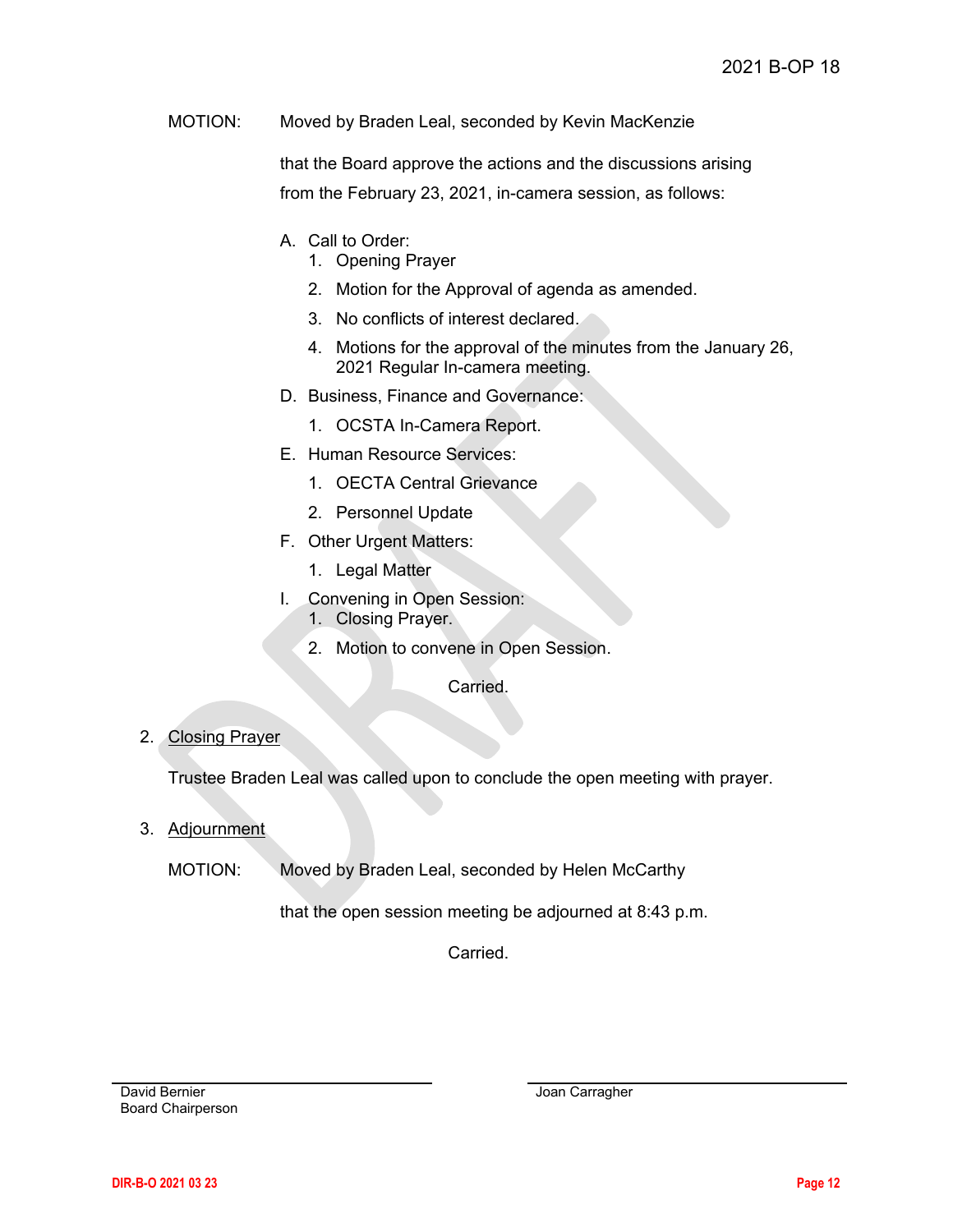MOTION: Moved by Braden Leal, seconded by Kevin MacKenzie

that the Board approve the actions and the discussions arising from the February 23, 2021, in-camera session, as follows:

A. Call to Order:
   1. Opening Prayer
   2. Motion for the Approval of agenda as amended.
   3. No conflicts of interest declared.
   4. Motions for the approval of the minutes from the January 26, 2021 Regular In-camera meeting.

D. Business, Finance and Governance:
   1. OCSTA In-Camera Report.

E. Human Resource Services:
   1. OECTA Central Grievance
   2. Personnel Update

F. Other Urgent Matters:
   1. Legal Matter

I. Convening in Open Session:
   1. Closing Prayer.
   2. Motion to convene in Open Session.

Carried.

2. Closing Prayer

Trustee Braden Leal was called upon to conclude the open meeting with prayer.

3. Adjournment

MOTION: Moved by Braden Leal, seconded by Helen McCarthy

that the open session meeting be adjourned at 8:43 p.m.

Carried.

David Bernier
Board Chairperson

Joan Carragher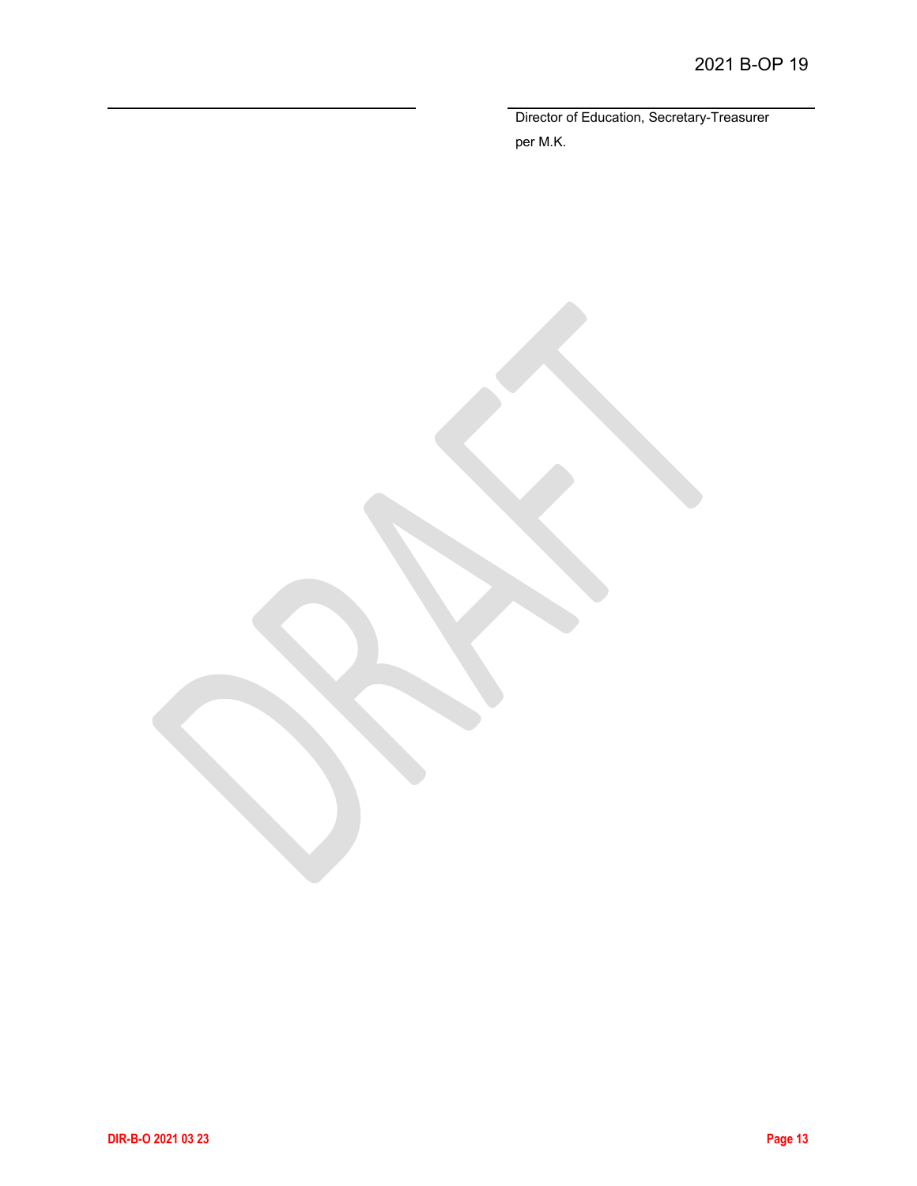\_\_\_\_\_\_\_\_\_\_\_\_\_\_\_\_\_\_\_\_\_\_\_\_\_\_\_\_\_\_\_\_\_\_\_\_

\_\_\_\_\_\_\_\_\_\_\_\_\_\_\_\_\_\_\_\_\_\_\_\_\_\_\_\_\_\_\_\_\_\_\_\_
Director of Education, Secretary-Treasurer
per M.K.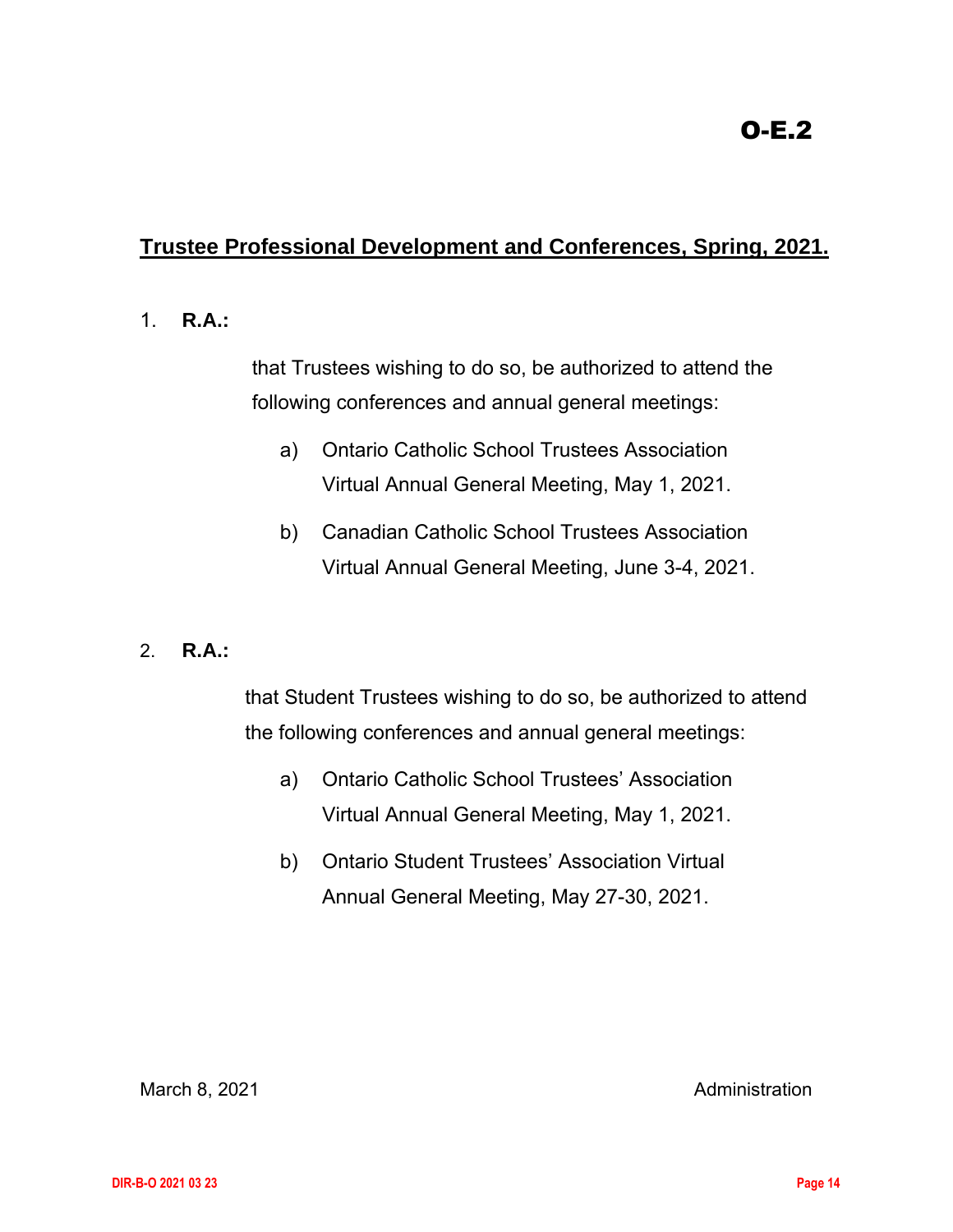O-E.2

## Trustee Professional Development and Conferences, Spring, 2021.

1. **R.A.:**

   that Trustees wishing to do so, be authorized to attend the following conferences and annual general meetings:

   a) Ontario Catholic School Trustees Association Virtual Annual General Meeting, May 1, 2021.

   b) Canadian Catholic School Trustees Association Virtual Annual General Meeting, June 3-4, 2021.

2. **R.A.:**

   that Student Trustees wishing to do so, be authorized to attend the following conferences and annual general meetings:

   a) Ontario Catholic School Trustees' Association Virtual Annual General Meeting, May 1, 2021.

   b) Ontario Student Trustees' Association Virtual Annual General Meeting, May 27-30, 2021.

March 8, 2021 Administration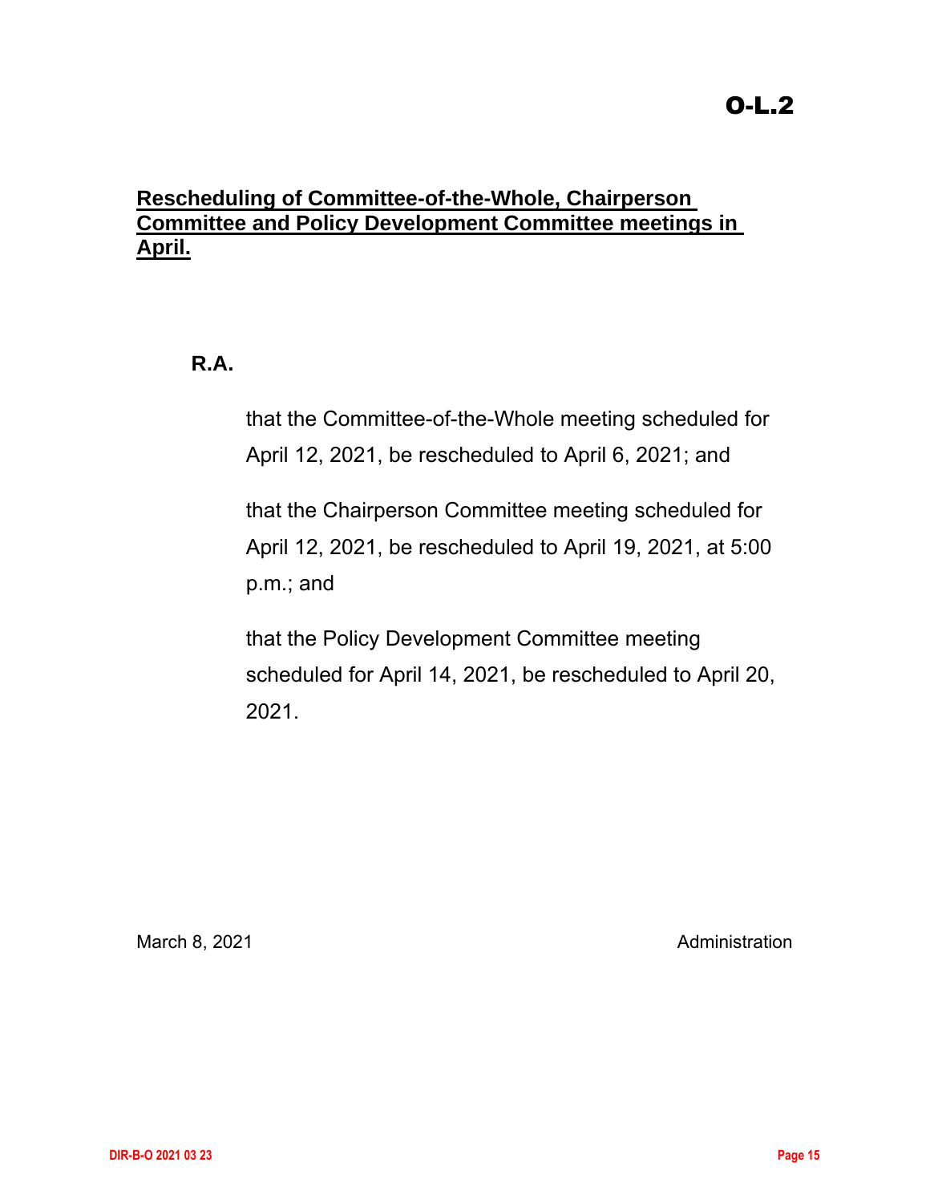# O-L.2

**Rescheduling of Committee-of-the-Whole, Chairperson Committee and Policy Development Committee meetings in April.**

**R.A.**

that the Committee-of-the-Whole meeting scheduled for April 12, 2021, be rescheduled to April 6, 2021; and

that the Chairperson Committee meeting scheduled for April 12, 2021, be rescheduled to April 19, 2021, at 5:00 p.m.; and

that the Policy Development Committee meeting scheduled for April 14, 2021, be rescheduled to April 20, 2021.

March 8, 2021

Administration